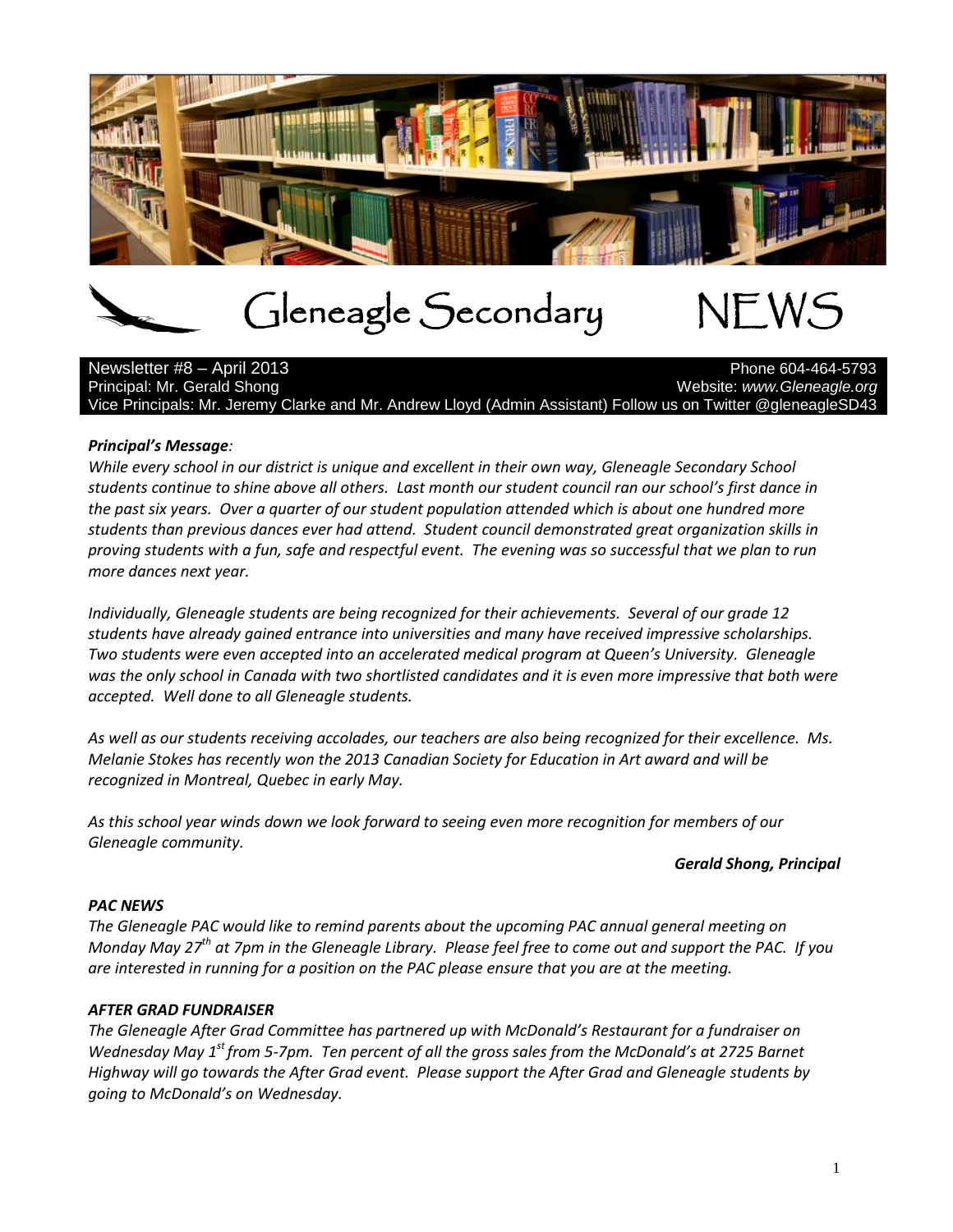# Gleneagle Secondary NEWS

Newsletter #8 – April 2013
Phone 604-464-5793
Principal: Mr. Gerald Shong
Website: *www.Gleneagle.org*
Vice Principals: Mr. Jeremy Clarke and Mr. Andrew Lloyd (Admin Assistant) Follow us on Twitter @gleneagleSD43

***Principal's Message****:*
*While every school in our district is unique and excellent in their own way, Gleneagle Secondary School students continue to shine above all others. Last month our student council ran our school's first dance in the past six years. Over a quarter of our student population attended which is about one hundred more students than previous dances ever had attend. Student council demonstrated great organization skills in proving students with a fun, safe and respectful event. The evening was so successful that we plan to run more dances next year.*

*Individually, Gleneagle students are being recognized for their achievements. Several of our grade 12 students have already gained entrance into universities and many have received impressive scholarships. Two students were even accepted into an accelerated medical program at Queen's University. Gleneagle was the only school in Canada with two shortlisted candidates and it is even more impressive that both were accepted. Well done to all Gleneagle students.*

*As well as our students receiving accolades, our teachers are also being recognized for their excellence. Ms. Melanie Stokes has recently won the 2013 Canadian Society for Education in Art award and will be recognized in Montreal, Quebec in early May.*

*As this school year winds down we look forward to seeing even more recognition for members of our Gleneagle community.*

***Gerald Shong, Principal***

***PAC NEWS***
*The Gleneagle PAC would like to remind parents about the upcoming PAC annual general meeting on Monday May 27th at 7pm in the Gleneagle Library. Please feel free to come out and support the PAC. If you are interested in running for a position on the PAC please ensure that you are at the meeting.*

***AFTER GRAD FUNDRAISER***
*The Gleneagle After Grad Committee has partnered up with McDonald's Restaurant for a fundraiser on Wednesday May 1st from 5-7pm. Ten percent of all the gross sales from the McDonald's at 2725 Barnet Highway will go towards the After Grad event. Please support the After Grad and Gleneagle students by going to McDonald's on Wednesday.*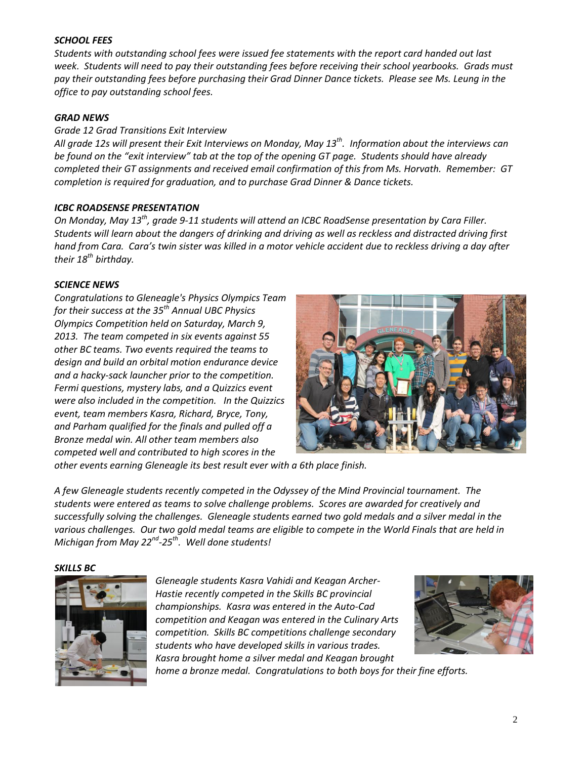***SCHOOL FEES***

*Students with outstanding school fees were issued fee statements with the report card handed out last week. Students will need to pay their outstanding fees before receiving their school yearbooks. Grads must pay their outstanding fees before purchasing their Grad Dinner Dance tickets. Please see Ms. Leung in the office to pay outstanding school fees.*

***GRAD NEWS***

*Grade 12 Grad Transitions Exit Interview*

*All grade 12s will present their Exit Interviews on Monday, May 13th. Information about the interviews can be found on the "exit interview" tab at the top of the opening GT page. Students should have already completed their GT assignments and received email confirmation of this from Ms. Horvath. Remember: GT completion is required for graduation, and to purchase Grad Dinner & Dance tickets.*

***ICBC ROADSENSE PRESENTATION***

*On Monday, May 13th, grade 9-11 students will attend an ICBC RoadSense presentation by Cara Filler. Students will learn about the dangers of drinking and driving as well as reckless and distracted driving first hand from Cara. Cara's twin sister was killed in a motor vehicle accident due to reckless driving a day after their 18th birthday.*

***SCIENCE NEWS***

*Congratulations to Gleneagle's Physics Olympics Team for their success at the 35th Annual UBC Physics Olympics Competition held on Saturday, March 9, 2013. The team competed in six events against 55 other BC teams. Two events required the teams to design and build an orbital motion endurance device and a hacky-sack launcher prior to the competition. Fermi questions, mystery labs, and a Quizzics event were also included in the competition. In the Quizzics event, team members Kasra, Richard, Bryce, Tony, and Parham qualified for the finals and pulled off a Bronze medal win. All other team members also competed well and contributed to high scores in the other events earning Gleneagle its best result ever with a 6th place finish.*

*A few Gleneagle students recently competed in the Odyssey of the Mind Provincial tournament. The students were entered as teams to solve challenge problems. Scores are awarded for creatively and successfully solving the challenges. Gleneagle students earned two gold medals and a silver medal in the various challenges. Our two gold medal teams are eligible to compete in the World Finals that are held in Michigan from May 22nd-25th. Well done students!*

***SKILLS BC***

*Gleneagle students Kasra Vahidi and Keagan Archer-Hastie recently competed in the Skills BC provincial championships. Kasra was entered in the Auto-Cad competition and Keagan was entered in the Culinary Arts competition. Skills BC competitions challenge secondary students who have developed skills in various trades. Kasra brought home a silver medal and Keagan brought home a bronze medal. Congratulations to both boys for their fine efforts.*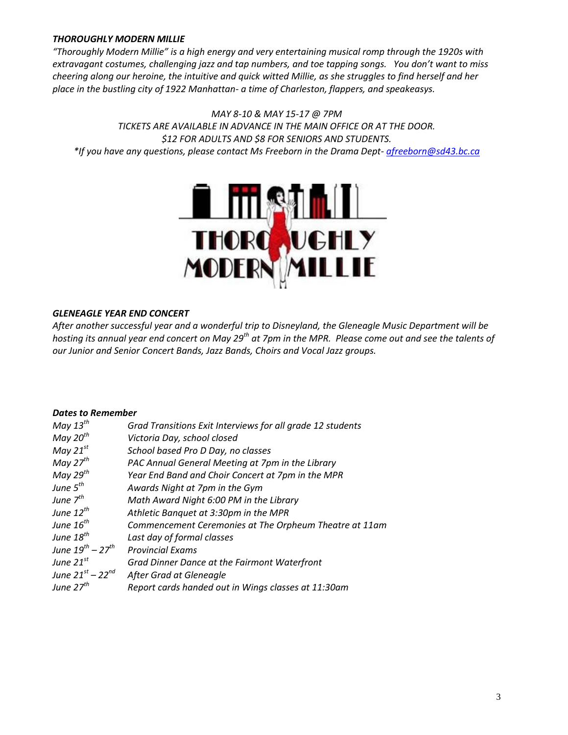***THOROUGHLY MODERN MILLIE***

*"Thoroughly Modern Millie" is a high energy and very entertaining musical romp through the 1920s with extravagant costumes, challenging jazz and tap numbers, and toe tapping songs. You don't want to miss cheering along our heroine, the intuitive and quick witted Millie, as she struggles to find herself and her place in the bustling city of 1922 Manhattan- a time of Charleston, flappers, and speakeasys.*

*MAY 8-10 & MAY 15-17 @ 7PM*
*TICKETS ARE AVAILABLE IN ADVANCE IN THE MAIN OFFICE OR AT THE DOOR.*
*$12 FOR ADULTS AND $8 FOR SENIORS AND STUDENTS.*
**If you have any questions, please contact Ms Freeborn in the Drama Dept- afreeborn@sd43.bc.ca*

THOROUGHLY MODERN MILLIE

***GLENEAGLE YEAR END CONCERT***

*After another successful year and a wonderful trip to Disneyland, the Gleneagle Music Department will be hosting its annual year end concert on May 29th at 7pm in the MPR. Please come out and see the talents of our Junior and Senior Concert Bands, Jazz Bands, Choirs and Vocal Jazz groups.*

***Dates to Remember***

| | |
|---|---|
| *May 13th* | *Grad Transitions Exit Interviews for all grade 12 students* |
| *May 20th* | *Victoria Day, school closed* |
| *May 21st* | *School based Pro D Day, no classes* |
| *May 27th* | *PAC Annual General Meeting at 7pm in the Library* |
| *May 29th* | *Year End Band and Choir Concert at 7pm in the MPR* |
| *June 5th* | *Awards Night at 7pm in the Gym* |
| *June 7th* | *Math Award Night 6:00 PM in the Library* |
| *June 12th* | *Athletic Banquet at 3:30pm in the MPR* |
| *June 16th* | *Commencement Ceremonies at The Orpheum Theatre at 11am* |
| *June 18th* | *Last day of formal classes* |
| *June 19th – 27th* | *Provincial Exams* |
| *June 21st* | *Grad Dinner Dance at the Fairmont Waterfront* |
| *June 21st – 22nd* | *After Grad at Gleneagle* |
| *June 27th* | *Report cards handed out in Wings classes at 11:30am* |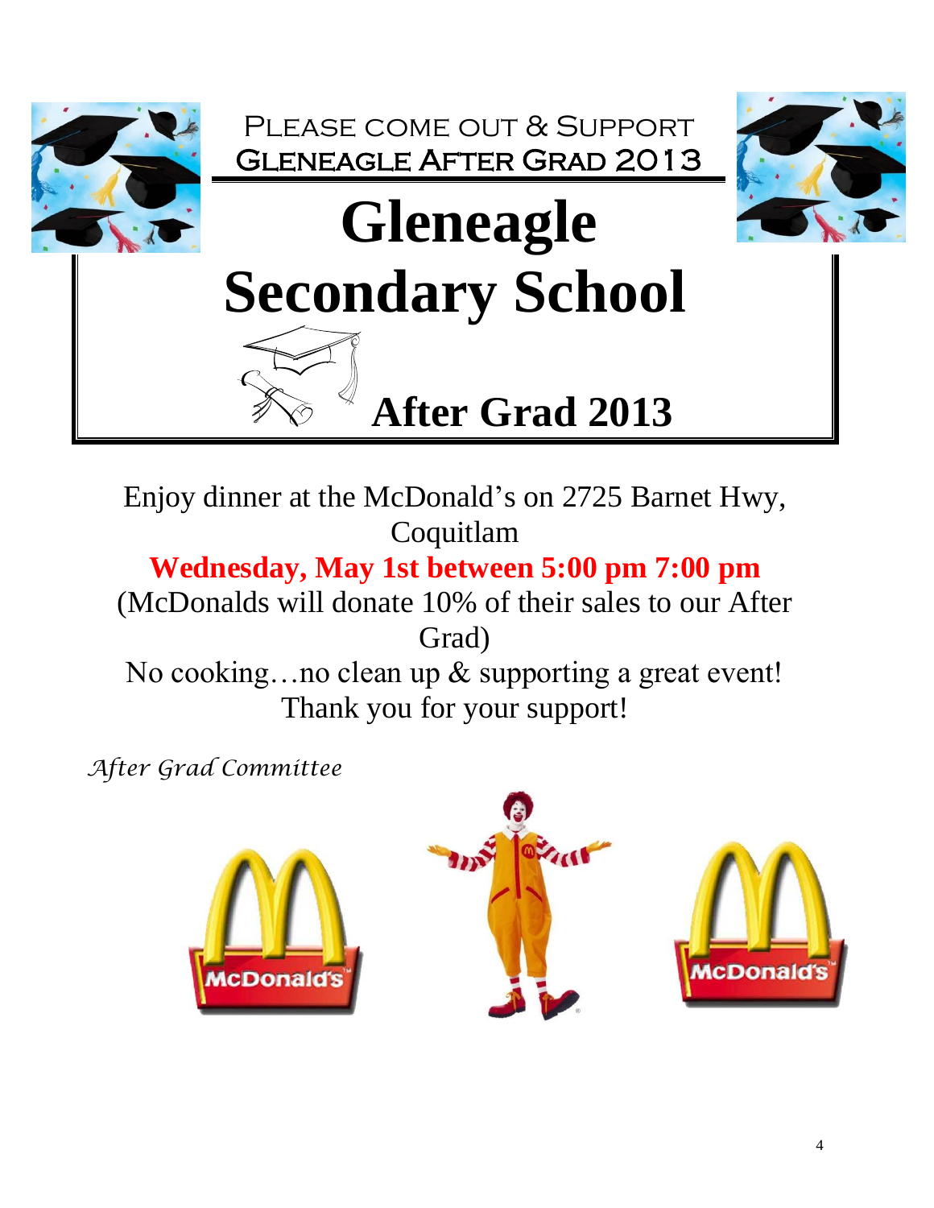Please come out & Support

Gleneagle After Grad 2013

# Gleneagle Secondary School

## After Grad 2013

Enjoy dinner at the McDonald's on 2725 Barnet Hwy, Coquitlam

**Wednesday, May 1st between 5:00 pm 7:00 pm**

(McDonalds will donate 10% of their sales to our After Grad)

No cooking…no clean up & supporting a great event!

Thank you for your support!

*After Grad Committee*